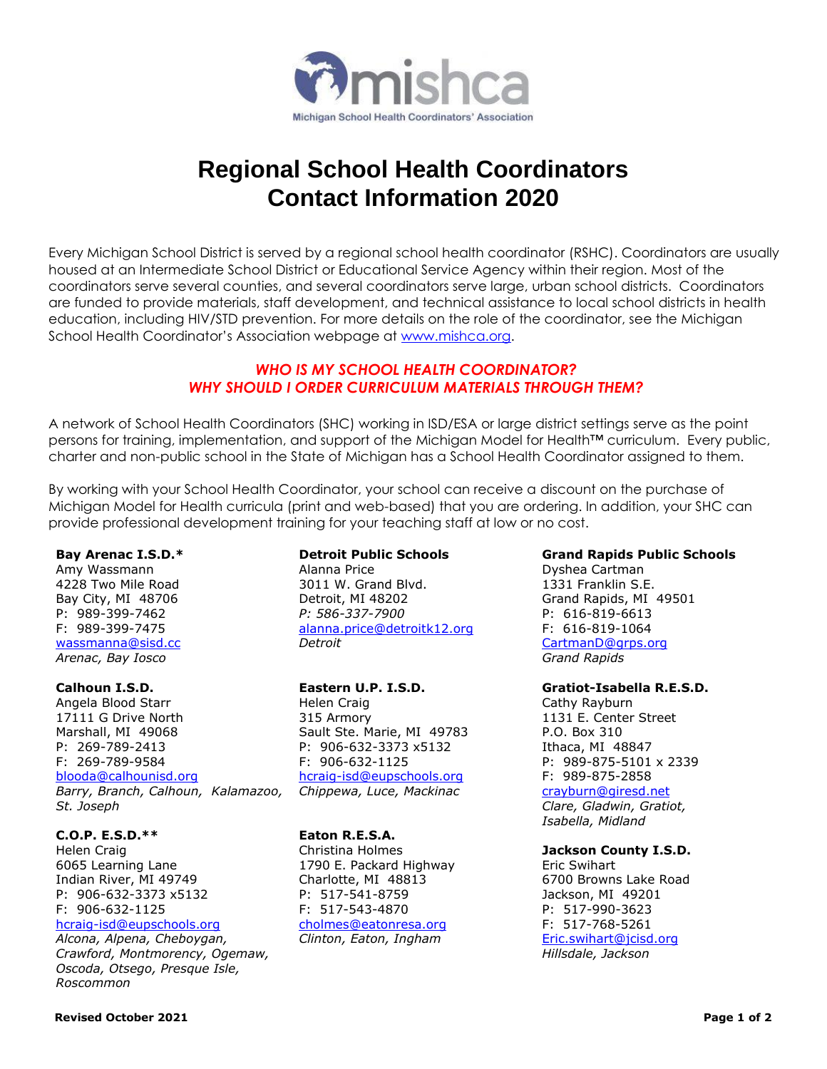mishca

Michigan School Health Coordinators' Association

# Regional School Health Coordinators Contact Information 2020

Every Michigan School District is served by a regional school health coordinator (RSHC). Coordinators are usually housed at an Intermediate School District or Educational Service Agency within their region. Most of the coordinators serve several counties, and several coordinators serve large, urban school districts. Coordinators are funded to provide materials, staff development, and technical assistance to local school districts in health education, including HIV/STD prevention. For more details on the role of the coordinator, see the Michigan School Health Coordinator's Association webpage at www.mishca.org.

### *WHO IS MY SCHOOL HEALTH COORDINATOR?*
### *WHY SHOULD I ORDER CURRICULUM MATERIALS THROUGH THEM?*

A network of School Health Coordinators (SHC) working in ISD/ESA or large district settings serve as the point persons for training, implementation, and support of the Michigan Model for Health™ curriculum. Every public, charter and non-public school in the State of Michigan has a School Health Coordinator assigned to them.

By working with your School Health Coordinator, your school can receive a discount on the purchase of Michigan Model for Health curricula (print and web-based) that you are ordering. In addition, your SHC can provide professional development training for your teaching staff at low or no cost.

**Bay Arenac I.S.D.***
Amy Wassmann
4228 Two Mile Road
Bay City, MI 48706
P: 989-399-7462
F: 989-399-7475
wassmanna@sisd.cc
*Arenac, Bay Iosco*

**Calhoun I.S.D.**
Angela Blood Starr
17111 G Drive North
Marshall, MI 49068
P: 269-789-2413
F: 269-789-9584
blooda@calhounisd.org
*Barry, Branch, Calhoun, Kalamazoo, St. Joseph*

**C.O.P. E.S.D.****
Helen Craig
6065 Learning Lane
Indian River, MI 49749
P: 906-632-3373 x5132
F: 906-632-1125
hcraig-isd@eupschools.org
*Alcona, Alpena, Cheboygan, Crawford, Montmorency, Ogemaw, Oscoda, Otsego, Presque Isle, Roscommon*

**Detroit Public Schools**
Alanna Price
3011 W. Grand Blvd.
Detroit, MI 48202
*P: 586-337-7900*
alanna.price@detroitk12.org
*Detroit*

**Eastern U.P. I.S.D.**
Helen Craig
315 Armory
Sault Ste. Marie, MI 49783
P: 906-632-3373 x5132
F: 906-632-1125
hcraig-isd@eupschools.org
*Chippewa, Luce, Mackinac*

**Eaton R.E.S.A.**
Christina Holmes
1790 E. Packard Highway
Charlotte, MI 48813
P: 517-541-8759
F: 517-543-4870
cholmes@eatonresa.org
*Clinton, Eaton, Ingham*

**Grand Rapids Public Schools**
Dyshea Cartman
1331 Franklin S.E.
Grand Rapids, MI 49501
P: 616-819-6613
F: 616-819-1064
CartmanD@grps.org
*Grand Rapids*

**Gratiot-Isabella R.E.S.D.**
Cathy Rayburn
1131 E. Center Street
P.O. Box 310
Ithaca, MI 48847
P: 989-875-5101 x 2339
F: 989-875-2858
crayburn@giresd.net
*Clare, Gladwin, Gratiot, Isabella, Midland*

**Jackson County I.S.D.**
Eric Swihart
6700 Browns Lake Road
Jackson, MI 49201
P: 517-990-3623
F: 517-768-5261
Eric.swihart@jcisd.org
*Hillsdale, Jackson*

**Revised October 2021**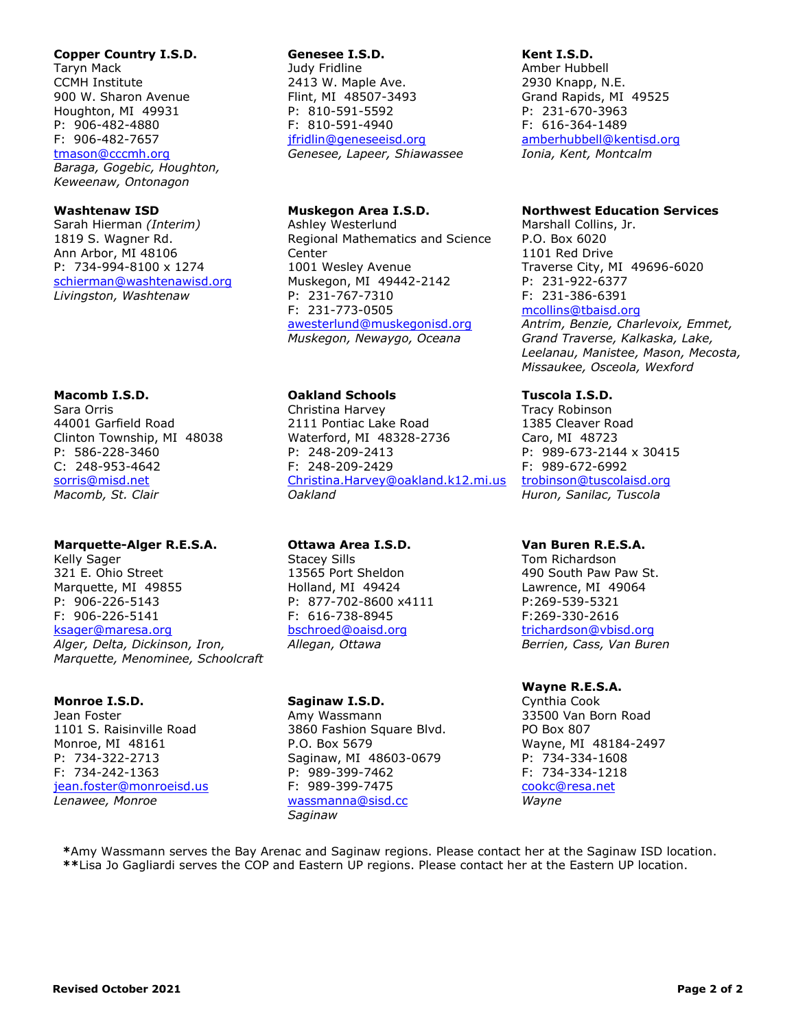**Copper Country I.S.D.**
Taryn Mack
CCMH Institute
900 W. Sharon Avenue
Houghton, MI 49931
P: 906-482-4880
F: 906-482-7657
tmason@cccmh.org
*Baraga, Gogebic, Houghton, Keweenaw, Ontonagon*

**Washtenaw ISD**
Sarah Hierman *(Interim)*
1819 S. Wagner Rd.
Ann Arbor, MI 48106
P: 734-994-8100 x 1274
schierman@washtenawisd.org
*Livingston, Washtenaw*

**Macomb I.S.D.**
Sara Orris
44001 Garfield Road
Clinton Township, MI 48038
P: 586-228-3460
C: 248-953-4642
sorris@misd.net
*Macomb, St. Clair*

**Marquette-Alger R.E.S.A.**
Kelly Sager
321 E. Ohio Street
Marquette, MI 49855
P: 906-226-5143
F: 906-226-5141
ksager@maresa.org
*Alger, Delta, Dickinson, Iron, Marquette, Menominee, Schoolcraft*

**Monroe I.S.D.**
Jean Foster
1101 S. Raisinville Road
Monroe, MI 48161
P: 734-322-2713
F: 734-242-1363
jean.foster@monroeisd.us
*Lenawee, Monroe*

**Genesee I.S.D.**
Judy Fridline
2413 W. Maple Ave.
Flint, MI 48507-3493
P: 810-591-5592
F: 810-591-4940
jfridlin@geneseeisd.org
*Genesee, Lapeer, Shiawassee*

**Muskegon Area I.S.D.**
Ashley Westerlund
Regional Mathematics and Science Center
1001 Wesley Avenue
Muskegon, MI 49442-2142
P: 231-767-7310
F: 231-773-0505
awesterlund@muskegonisd.org
*Muskegon, Newaygo, Oceana*

**Oakland Schools**
Christina Harvey
2111 Pontiac Lake Road
Waterford, MI 48328-2736
P: 248-209-2413
F: 248-209-2429
Christina.Harvey@oakland.k12.mi.us
*Oakland*

**Ottawa Area I.S.D.**
Stacey Sills
13565 Port Sheldon
Holland, MI 49424
P: 877-702-8600 x4111
F: 616-738-8945
bschroed@oaisd.org
*Allegan, Ottawa*

**Saginaw I.S.D.**
Amy Wassmann
3860 Fashion Square Blvd.
P.O. Box 5679
Saginaw, MI 48603-0679
P: 989-399-7462
F: 989-399-7475
wassmanna@sisd.cc
*Saginaw*

**Kent I.S.D.**
Amber Hubbell
2930 Knapp, N.E.
Grand Rapids, MI 49525
P: 231-670-3963
F: 616-364-1489
amberhubbell@kentisd.org
*Ionia, Kent, Montcalm*

**Northwest Education Services**
Marshall Collins, Jr.
P.O. Box 6020
1101 Red Drive
Traverse City, MI 49696-6020
P: 231-922-6377
F: 231-386-6391
mcollins@tbaisd.org
*Antrim, Benzie, Charlevoix, Emmet, Grand Traverse, Kalkaska, Lake, Leelanau, Manistee, Mason, Mecosta, Missaukee, Osceola, Wexford*

**Tuscola I.S.D.**
Tracy Robinson
1385 Cleaver Road
Caro, MI 48723
P: 989-673-2144 x 30415
F: 989-672-6992
trobinson@tuscolaisd.org
*Huron, Sanilac, Tuscola*

**Van Buren R.E.S.A.**
Tom Richardson
490 South Paw Paw St.
Lawrence, MI 49064
P:269-539-5321
F:269-330-2616
trichardson@vbisd.org
*Berrien, Cass, Van Buren*

**Wayne R.E.S.A.**
Cynthia Cook
33500 Van Born Road
PO Box 807
Wayne, MI 48184-2497
P: 734-334-1608
F: 734-334-1218
cookc@resa.net
*Wayne*

**\***Amy Wassmann serves the Bay Arenac and Saginaw regions. Please contact her at the Saginaw ISD location.
**\*\***Lisa Jo Gagliardi serves the COP and Eastern UP regions. Please contact her at the Eastern UP location.

**Revised October 2021**